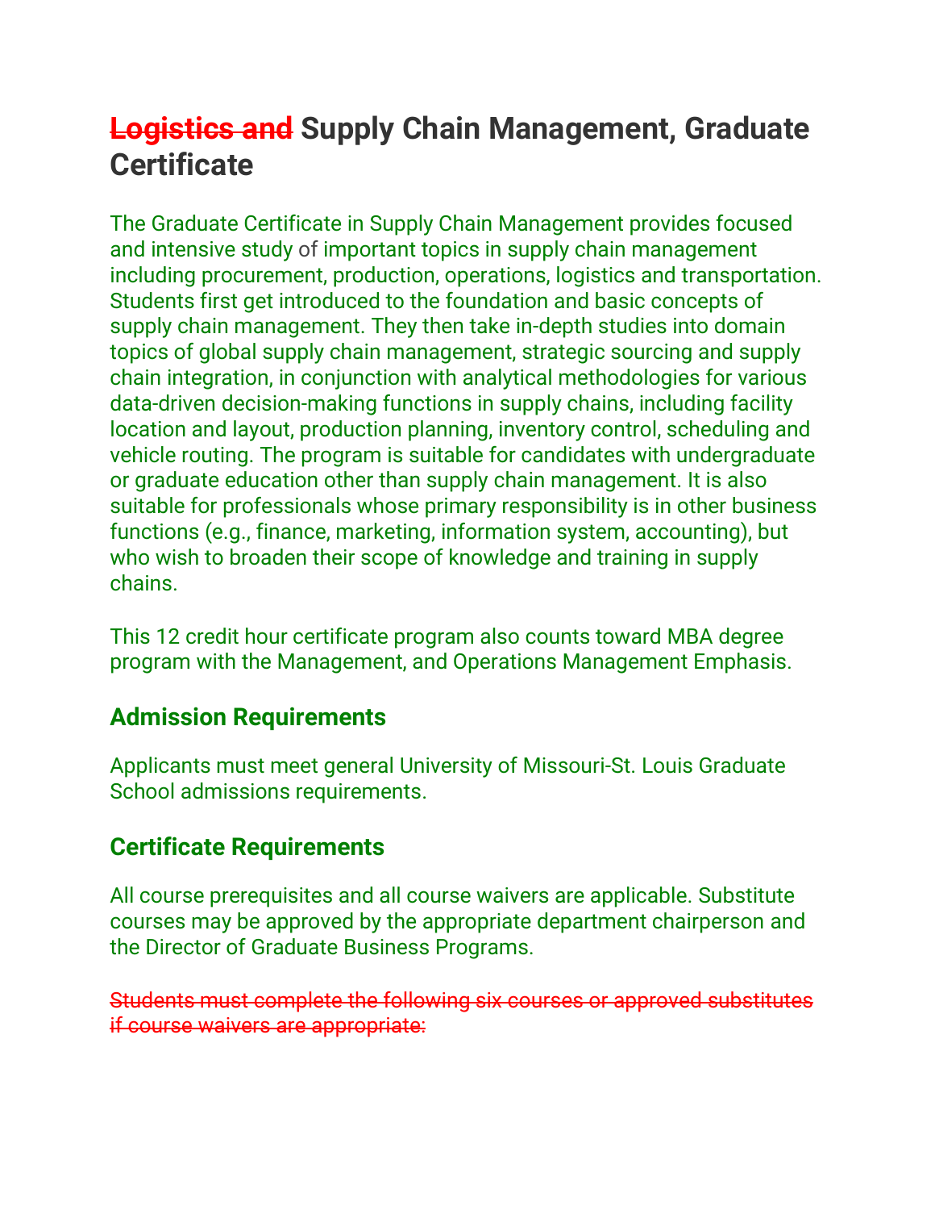# ~~Logistics and~~ Supply Chain Management, Graduate Certificate

The Graduate Certificate in Supply Chain Management provides focused and intensive study of important topics in supply chain management including procurement, production, operations, logistics and transportation. Students first get introduced to the foundation and basic concepts of supply chain management. They then take in-depth studies into domain topics of global supply chain management, strategic sourcing and supply chain integration, in conjunction with analytical methodologies for various data-driven decision-making functions in supply chains, including facility location and layout, production planning, inventory control, scheduling and vehicle routing. The program is suitable for candidates with undergraduate or graduate education other than supply chain management. It is also suitable for professionals whose primary responsibility is in other business functions (e.g., finance, marketing, information system, accounting), but who wish to broaden their scope of knowledge and training in supply chains.

This 12 credit hour certificate program also counts toward MBA degree program with the Management, and Operations Management Emphasis.

## Admission Requirements

Applicants must meet general University of Missouri-St. Louis Graduate School admissions requirements.

## Certificate Requirements

All course prerequisites and all course waivers are applicable. Substitute courses may be approved by the appropriate department chairperson and the Director of Graduate Business Programs.

~~Students must complete the following six courses or approved substitutes if course waivers are appropriate:~~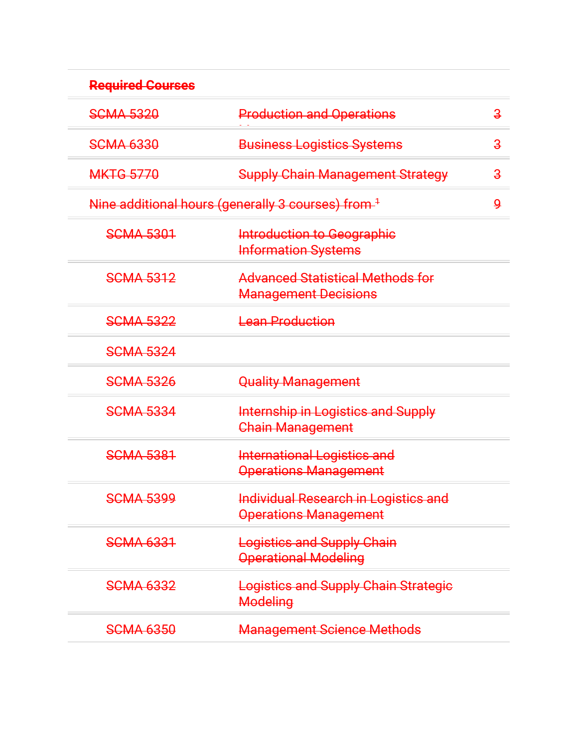| Required Courses | | |
|---|---|---|
| ~~SCMA 5320~~ | ~~Production and Operations~~ | ~~3~~ |
| ~~SCMA 6330~~ | ~~Business Logistics Systems~~ | ~~3~~ |
| ~~MKTG 5770~~ | ~~Supply Chain Management Strategy~~ | ~~3~~ |
| ~~Nine additional hours (generally 3 courses) from~~ [1] | | ~~9~~ |
| ~~SCMA 5301~~ | ~~Introduction to Geographic Information Systems~~ | |
| ~~SCMA 5312~~ | ~~Advanced Statistical Methods for Management Decisions~~ | |
| ~~SCMA 5322~~ | ~~Lean Production~~ | |
| ~~SCMA 5324~~ | | |
| ~~SCMA 5326~~ | ~~Quality Management~~ | |
| ~~SCMA 5334~~ | ~~Internship in Logistics and Supply Chain Management~~ | |
| ~~SCMA 5381~~ | ~~International Logistics and Operations Management~~ | |
| ~~SCMA 5399~~ | ~~Individual Research in Logistics and Operations Management~~ | |
| ~~SCMA 6331~~ | ~~Logistics and Supply Chain Operational Modeling~~ | |
| ~~SCMA 6332~~ | ~~Logistics and Supply Chain Strategic Modeling~~ | |
| ~~SCMA 6350~~ | ~~Management Science Methods~~ | |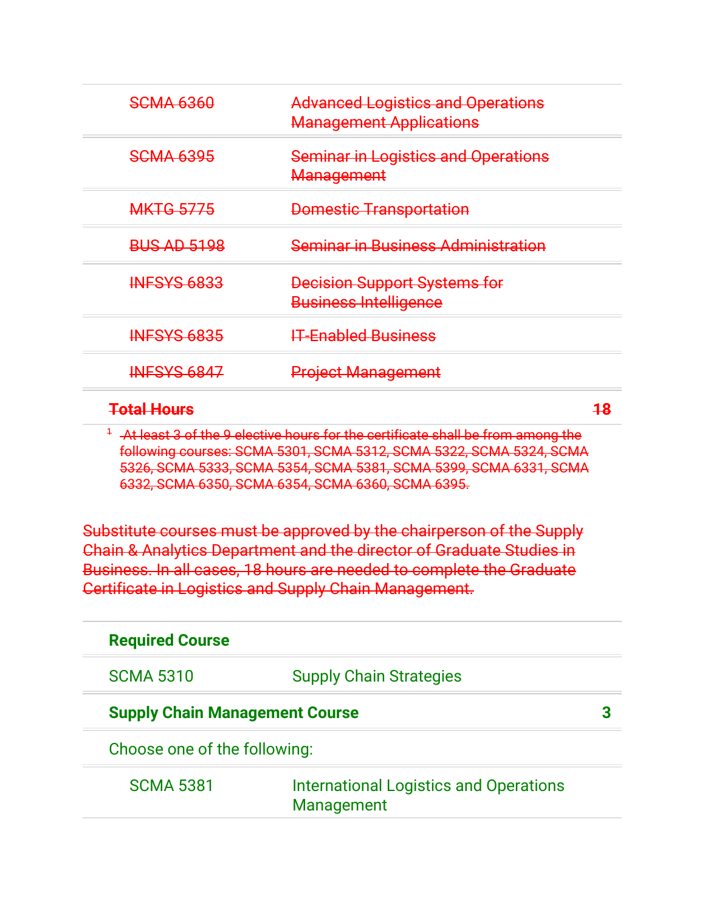| | |
|---|---|
| ~~SCMA 6360~~ | ~~Advanced Logistics and Operations Management Applications~~ |
| ~~SCMA 6395~~ | ~~Seminar in Logistics and Operations Management~~ |
| ~~MKTG 5775~~ | ~~Domestic Transportation~~ |
| ~~BUS AD 5198~~ | ~~Seminar in Business Administration~~ |
| ~~INFSYS 6833~~ | ~~Decision Support Systems for Business Intelligence~~ |
| ~~INFSYS 6835~~ | ~~IT-Enabled Business~~ |
| ~~INFSYS 6847~~ | ~~Project Management~~ |
| **~~Total Hours~~** | **~~18~~** |

~~[1] At least 3 of the 9 elective hours for the certificate shall be from among the following courses: SCMA 5301, SCMA 5312, SCMA 5322, SCMA 5324, SCMA 5326, SCMA 5333, SCMA 5354, SCMA 5381, SCMA 5399, SCMA 6331, SCMA 6332, SCMA 6350, SCMA 6354, SCMA 6360, SCMA 6395.~~

~~Substitute courses must be approved by the chairperson of the Supply Chain & Analytics Department and the director of Graduate Studies in Business. In all cases, 18 hours are needed to complete the Graduate Certificate in Logistics and Supply Chain Management.~~

| | | |
|---|---|---|
| **Required Course** | | |
| SCMA 5310 | Supply Chain Strategies | |
| **Supply Chain Management Course** | | **3** |
| Choose one of the following: | | |
| SCMA 5381 | International Logistics and Operations Management | |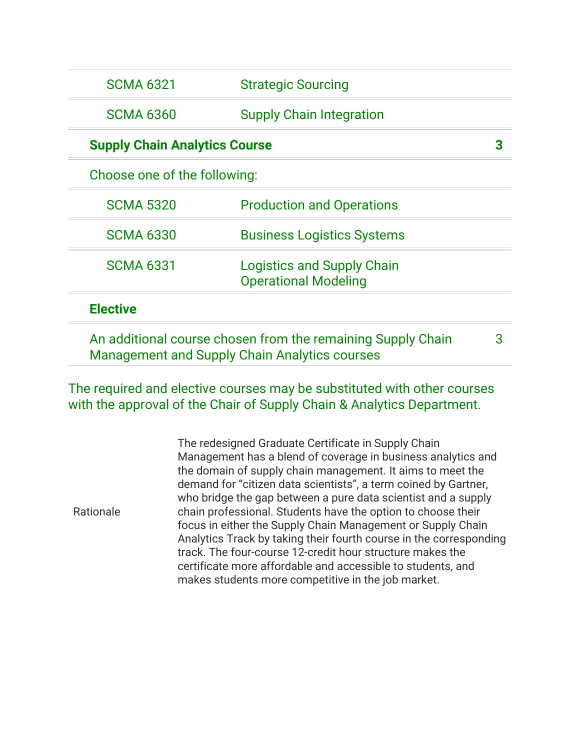| | | |
|---|---|---|
| SCMA 6321 | Strategic Sourcing | |
| SCMA 6360 | Supply Chain Integration | |
| **Supply Chain Analytics Course** | | **3** |
| Choose one of the following: | | |
| SCMA 5320 | Production and Operations | |
| SCMA 6330 | Business Logistics Systems | |
| SCMA 6331 | Logistics and Supply Chain Operational Modeling | |
| **Elective** | | |
| An additional course chosen from the remaining Supply Chain Management and Supply Chain Analytics courses | | 3 |

The required and elective courses may be substituted with other courses with the approval of the Chair of Supply Chain & Analytics Department.

| | |
|---|---|
| Rationale | The redesigned Graduate Certificate in Supply Chain Management has a blend of coverage in business analytics and the domain of supply chain management. It aims to meet the demand for “citizen data scientists”, a term coined by Gartner, who bridge the gap between a pure data scientist and a supply chain professional. Students have the option to choose their focus in either the Supply Chain Management or Supply Chain Analytics Track by taking their fourth course in the corresponding track. The four-course 12-credit hour structure makes the certificate more affordable and accessible to students, and makes students more competitive in the job market. |